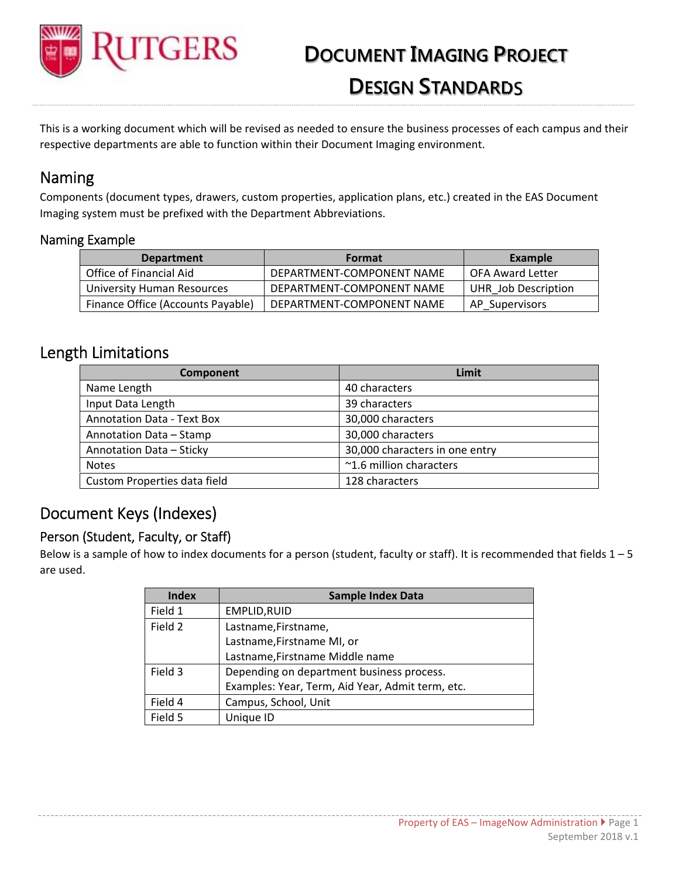# Document Imaging Project Design Standards

This is a working document which will be revised as needed to ensure the business processes of each campus and their respective departments are able to function within their Document Imaging environment.

## Naming

Components (document types, drawers, custom properties, application plans, etc.) created in the EAS Document Imaging system must be prefixed with the Department Abbreviations.

### Naming Example

| Department | Format | Example |
|---|---|---|
| Office of Financial Aid | DEPARTMENT-COMPONENT NAME | OFA Award Letter |
| University Human Resources | DEPARTMENT-COMPONENT NAME | UHR_Job Description |
| Finance Office (Accounts Payable) | DEPARTMENT-COMPONENT NAME | AP_Supervisors |

## Length Limitations

| Component | Limit |
|---|---|
| Name Length | 40 characters |
| Input Data Length | 39 characters |
| Annotation Data - Text Box | 30,000 characters |
| Annotation Data – Stamp | 30,000 characters |
| Annotation Data – Sticky | 30,000 characters in one entry |
| Notes | ~1.6 million characters |
| Custom Properties data field | 128 characters |

## Document Keys (Indexes)

### Person (Student, Faculty, or Staff)

Below is a sample of how to index documents for a person (student, faculty or staff). It is recommended that fields 1 – 5 are used.

| Index | Sample Index Data |
|---|---|
| Field 1 | EMPLID,RUID |
| Field 2 | Lastname,Firstname,<br>Lastname,Firstname MI, or<br>Lastname,Firstname Middle name |
| Field 3 | Depending on department business process.<br>Examples: Year, Term, Aid Year, Admit term, etc. |
| Field 4 | Campus, School, Unit |
| Field 5 | Unique ID |

Property of EAS – ImageNow Administration

September 2018 v.1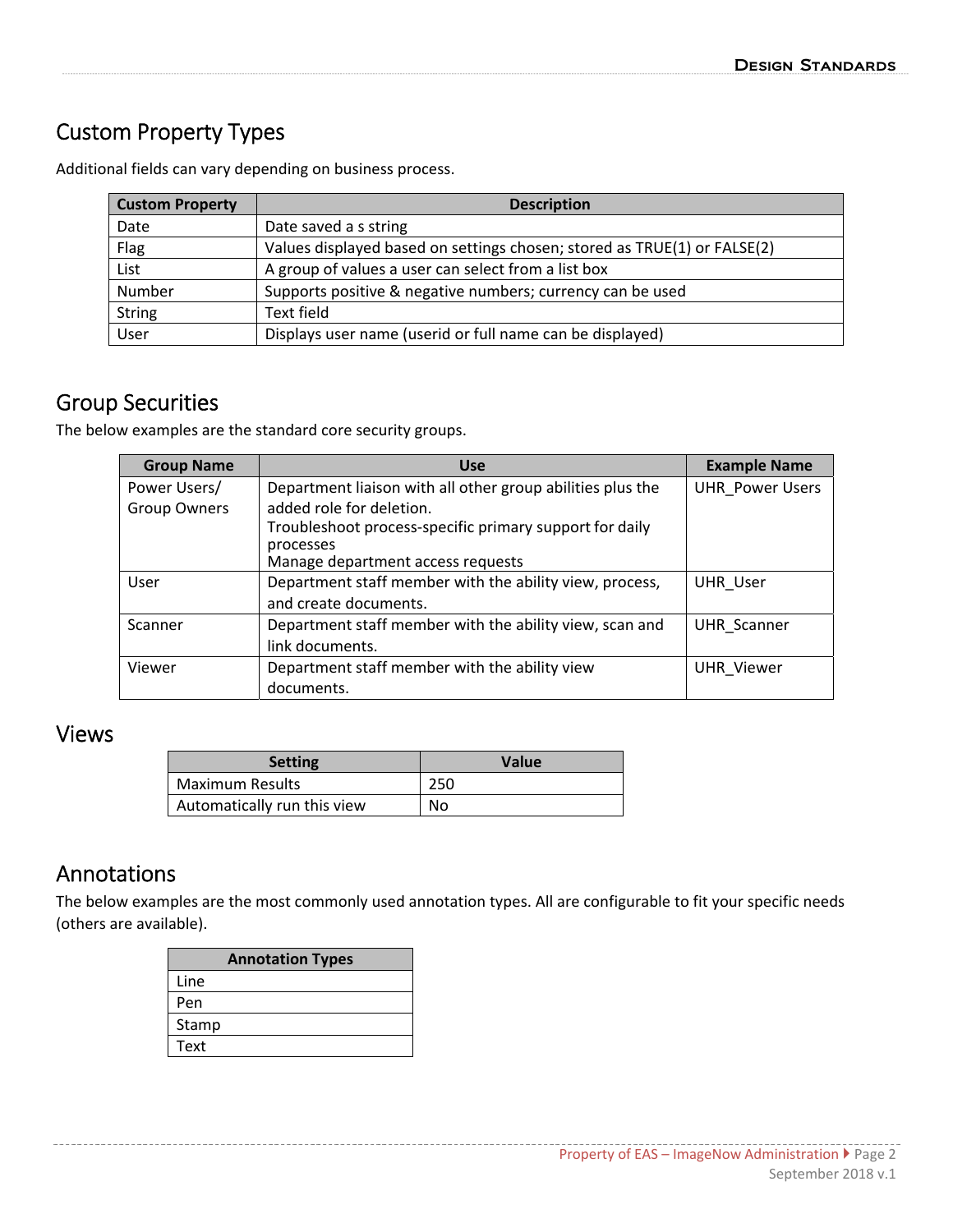## Custom Property Types

Additional fields can vary depending on business process.

| Custom Property | Description |
|---|---|
| Date | Date saved a s string |
| Flag | Values displayed based on settings chosen; stored as TRUE(1) or FALSE(2) |
| List | A group of values a user can select from a list box |
| Number | Supports positive & negative numbers; currency can be used |
| String | Text field |
| User | Displays user name (userid or full name can be displayed) |

## Group Securities

The below examples are the standard core security groups.

| Group Name | Use | Example Name |
|---|---|---|
| Power Users/ Group Owners | Department liaison with all other group abilities plus the added role for deletion. Troubleshoot process-specific primary support for daily processes Manage department access requests | UHR_Power Users |
| User | Department staff member with the ability view, process, and create documents. | UHR_User |
| Scanner | Department staff member with the ability view, scan and link documents. | UHR_Scanner |
| Viewer | Department staff member with the ability view documents. | UHR_Viewer |

## Views

| Setting | Value |
|---|---|
| Maximum Results | 250 |
| Automatically run this view | No |

## Annotations

The below examples are the most commonly used annotation types. All are configurable to fit your specific needs (others are available).

| Annotation Types |
|---|
| Line |
| Pen |
| Stamp |
| Text |